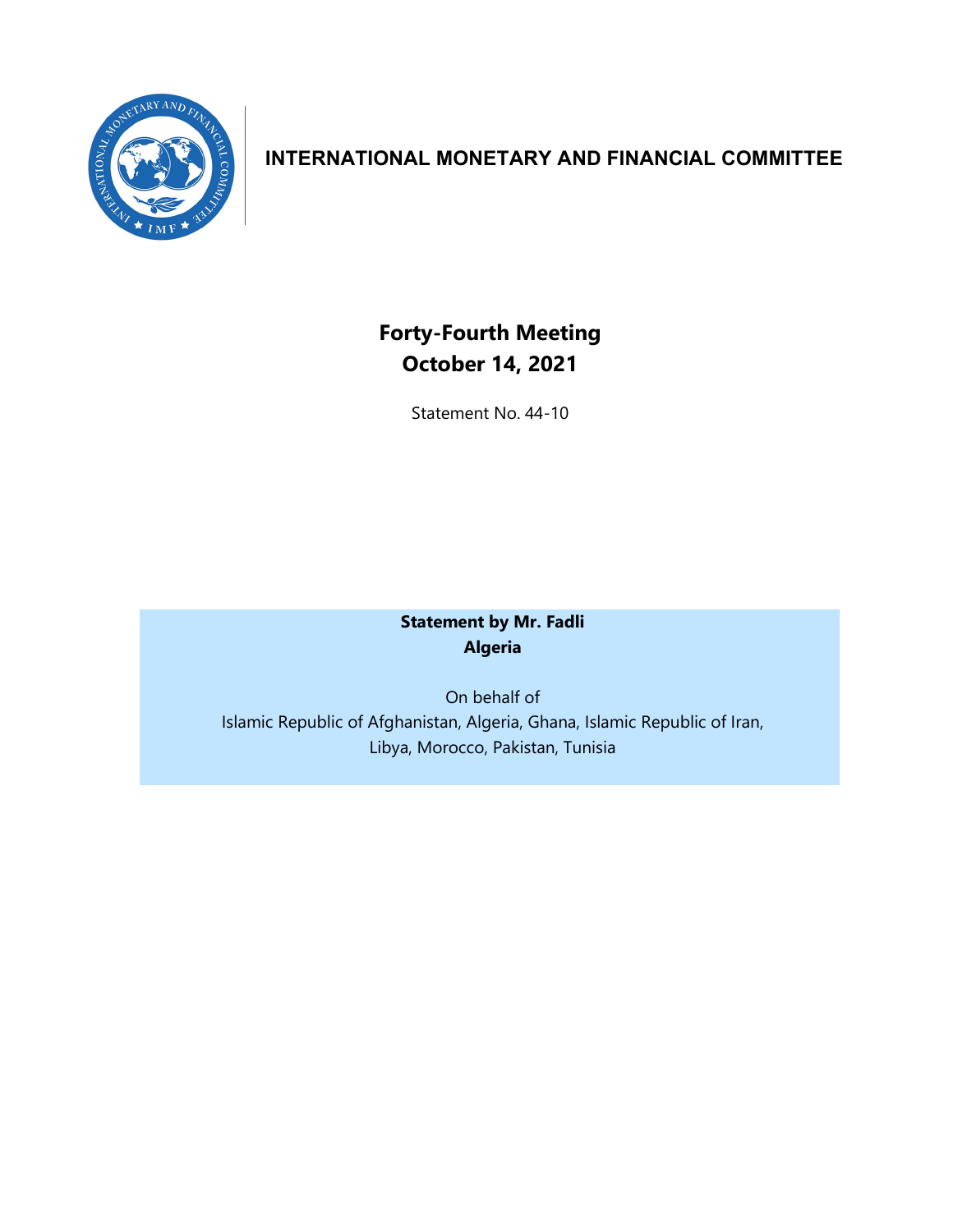# INTERNATIONAL MONETARY AND FINANCIAL COMMITTEE

## Forty-Fourth Meeting
## October 14, 2021

Statement No. 44-10

**Statement by Mr. Fadli**
**Algeria**

On behalf of
Islamic Republic of Afghanistan, Algeria, Ghana, Islamic Republic of Iran, Libya, Morocco, Pakistan, Tunisia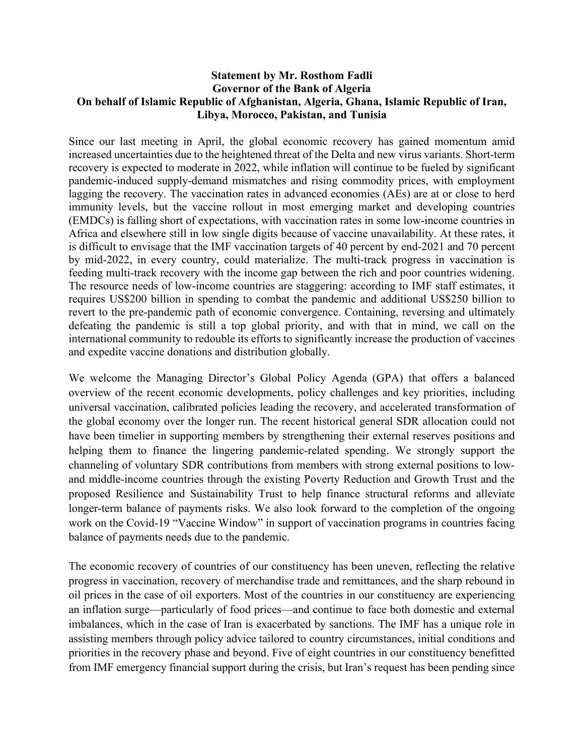**Statement by Mr. Rosthom Fadli**
**Governor of the Bank of Algeria**
**On behalf of Islamic Republic of Afghanistan, Algeria, Ghana, Islamic Republic of Iran, Libya, Morocco, Pakistan, and Tunisia**

Since our last meeting in April, the global economic recovery has gained momentum amid increased uncertainties due to the heightened threat of the Delta and new virus variants. Short-term recovery is expected to moderate in 2022, while inflation will continue to be fueled by significant pandemic-induced supply-demand mismatches and rising commodity prices, with employment lagging the recovery. The vaccination rates in advanced economies (AEs) are at or close to herd immunity levels, but the vaccine rollout in most emerging market and developing countries (EMDCs) is falling short of expectations, with vaccination rates in some low-income countries in Africa and elsewhere still in low single digits because of vaccine unavailability. At these rates, it is difficult to envisage that the IMF vaccination targets of 40 percent by end-2021 and 70 percent by mid-2022, in every country, could materialize. The multi-track progress in vaccination is feeding multi-track recovery with the income gap between the rich and poor countries widening. The resource needs of low-income countries are staggering: according to IMF staff estimates, it requires US$200 billion in spending to combat the pandemic and additional US$250 billion to revert to the pre-pandemic path of economic convergence. Containing, reversing and ultimately defeating the pandemic is still a top global priority, and with that in mind, we call on the international community to redouble its efforts to significantly increase the production of vaccines and expedite vaccine donations and distribution globally.

We welcome the Managing Director's Global Policy Agenda (GPA) that offers a balanced overview of the recent economic developments, policy challenges and key priorities, including universal vaccination, calibrated policies leading the recovery, and accelerated transformation of the global economy over the longer run. The recent historical general SDR allocation could not have been timelier in supporting members by strengthening their external reserves positions and helping them to finance the lingering pandemic-related spending. We strongly support the channeling of voluntary SDR contributions from members with strong external positions to low- and middle-income countries through the existing Poverty Reduction and Growth Trust and the proposed Resilience and Sustainability Trust to help finance structural reforms and alleviate longer-term balance of payments risks. We also look forward to the completion of the ongoing work on the Covid-19 "Vaccine Window" in support of vaccination programs in countries facing balance of payments needs due to the pandemic.

The economic recovery of countries of our constituency has been uneven, reflecting the relative progress in vaccination, recovery of merchandise trade and remittances, and the sharp rebound in oil prices in the case of oil exporters. Most of the countries in our constituency are experiencing an inflation surge—particularly of food prices—and continue to face both domestic and external imbalances, which in the case of Iran is exacerbated by sanctions. The IMF has a unique role in assisting members through policy advice tailored to country circumstances, initial conditions and priorities in the recovery phase and beyond. Five of eight countries in our constituency benefitted from IMF emergency financial support during the crisis, but Iran's request has been pending since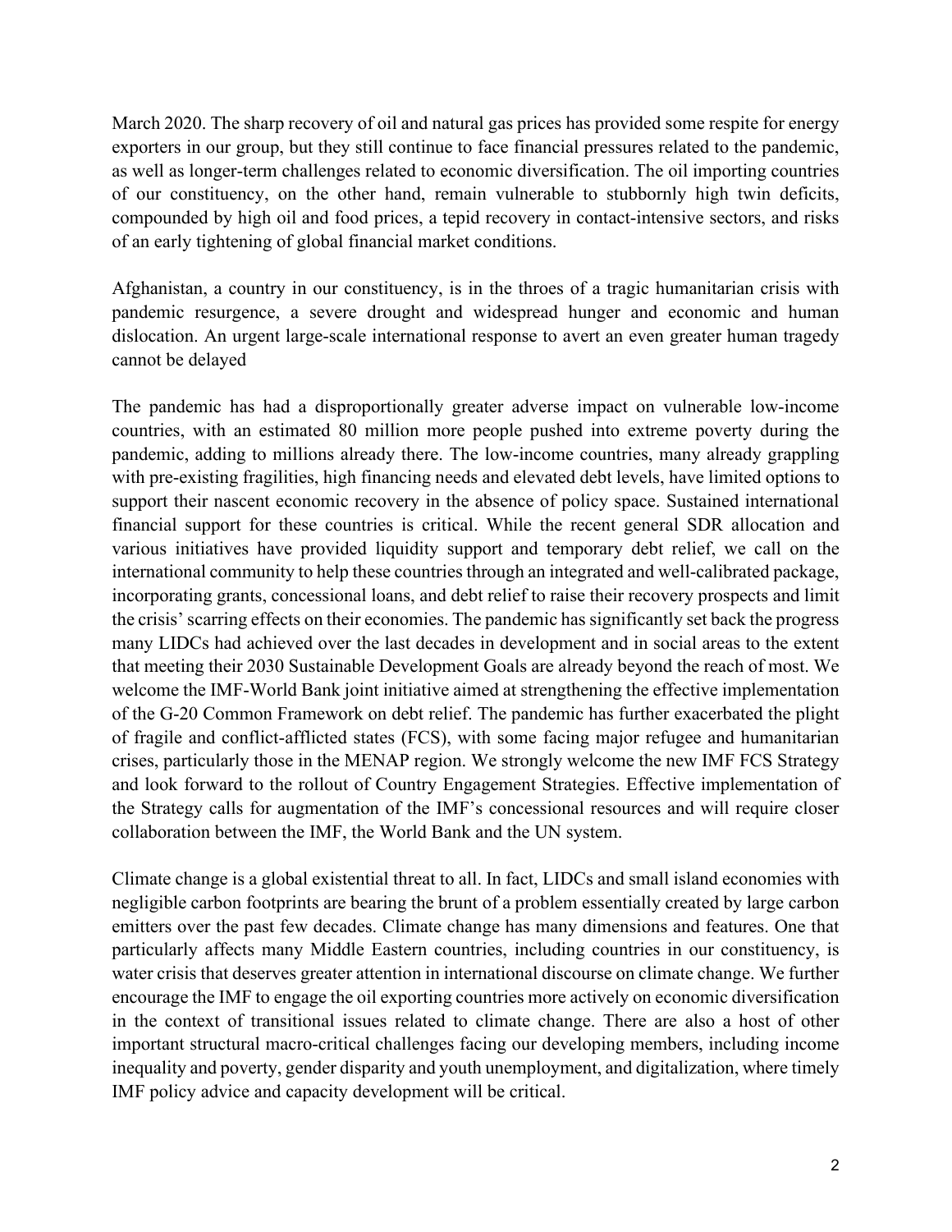March 2020. The sharp recovery of oil and natural gas prices has provided some respite for energy exporters in our group, but they still continue to face financial pressures related to the pandemic, as well as longer-term challenges related to economic diversification. The oil importing countries of our constituency, on the other hand, remain vulnerable to stubbornly high twin deficits, compounded by high oil and food prices, a tepid recovery in contact-intensive sectors, and risks of an early tightening of global financial market conditions.

Afghanistan, a country in our constituency, is in the throes of a tragic humanitarian crisis with pandemic resurgence, a severe drought and widespread hunger and economic and human dislocation. An urgent large-scale international response to avert an even greater human tragedy cannot be delayed

The pandemic has had a disproportionally greater adverse impact on vulnerable low-income countries, with an estimated 80 million more people pushed into extreme poverty during the pandemic, adding to millions already there. The low-income countries, many already grappling with pre-existing fragilities, high financing needs and elevated debt levels, have limited options to support their nascent economic recovery in the absence of policy space. Sustained international financial support for these countries is critical. While the recent general SDR allocation and various initiatives have provided liquidity support and temporary debt relief, we call on the international community to help these countries through an integrated and well-calibrated package, incorporating grants, concessional loans, and debt relief to raise their recovery prospects and limit the crisis' scarring effects on their economies. The pandemic has significantly set back the progress many LIDCs had achieved over the last decades in development and in social areas to the extent that meeting their 2030 Sustainable Development Goals are already beyond the reach of most. We welcome the IMF-World Bank joint initiative aimed at strengthening the effective implementation of the G-20 Common Framework on debt relief. The pandemic has further exacerbated the plight of fragile and conflict-afflicted states (FCS), with some facing major refugee and humanitarian crises, particularly those in the MENAP region. We strongly welcome the new IMF FCS Strategy and look forward to the rollout of Country Engagement Strategies. Effective implementation of the Strategy calls for augmentation of the IMF's concessional resources and will require closer collaboration between the IMF, the World Bank and the UN system.

Climate change is a global existential threat to all. In fact, LIDCs and small island economies with negligible carbon footprints are bearing the brunt of a problem essentially created by large carbon emitters over the past few decades. Climate change has many dimensions and features. One that particularly affects many Middle Eastern countries, including countries in our constituency, is water crisis that deserves greater attention in international discourse on climate change. We further encourage the IMF to engage the oil exporting countries more actively on economic diversification in the context of transitional issues related to climate change. There are also a host of other important structural macro-critical challenges facing our developing members, including income inequality and poverty, gender disparity and youth unemployment, and digitalization, where timely IMF policy advice and capacity development will be critical.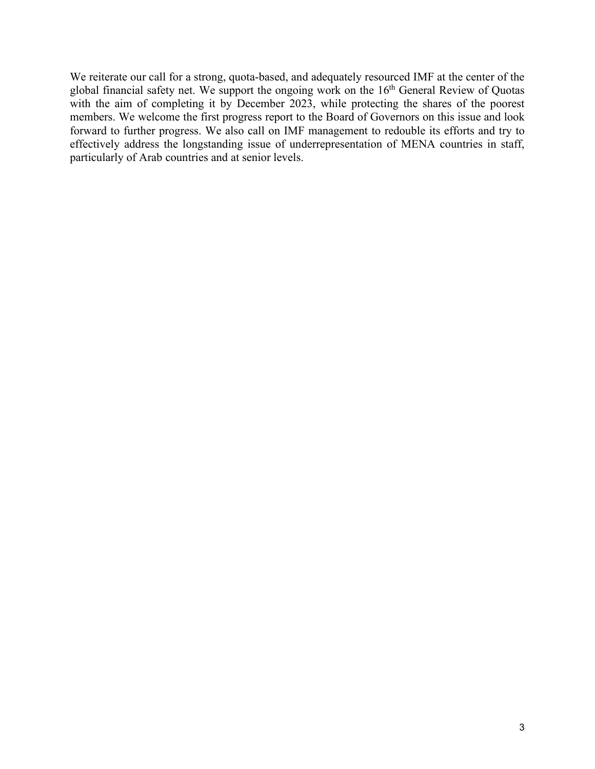We reiterate our call for a strong, quota-based, and adequately resourced IMF at the center of the global financial safety net. We support the ongoing work on the 16th General Review of Quotas with the aim of completing it by December 2023, while protecting the shares of the poorest members. We welcome the first progress report to the Board of Governors on this issue and look forward to further progress. We also call on IMF management to redouble its efforts and try to effectively address the longstanding issue of underrepresentation of MENA countries in staff, particularly of Arab countries and at senior levels.